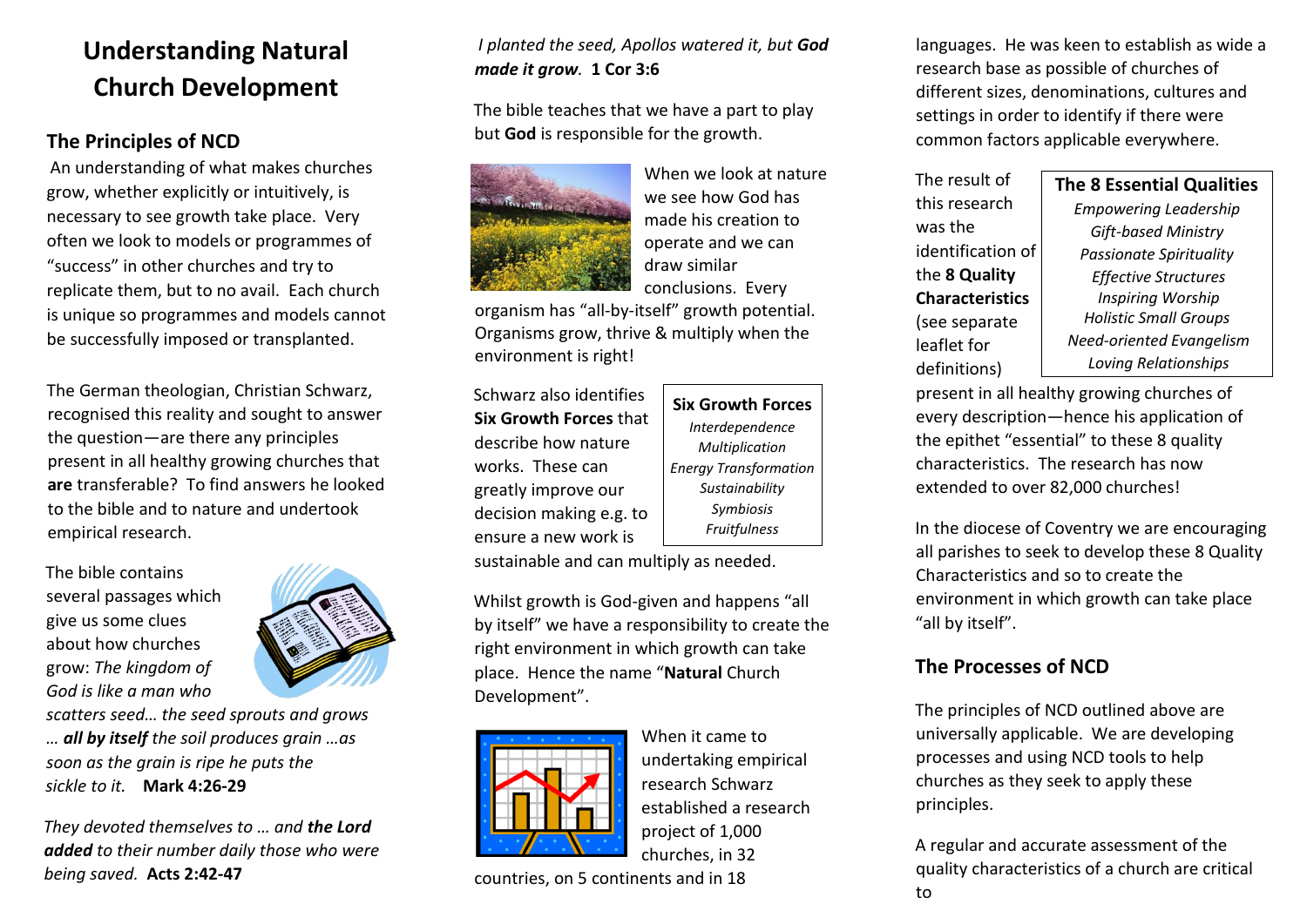# Understanding Natural Church Development

## The Principles of NCD

An understanding of what makes churches grow, whether explicitly or intuitively, is necessary to see growth take place. Very often we look to models or programmes of "success" in other churches and try to replicate them, but to no avail. Each church is unique so programmes and models cannot be successfully imposed or transplanted.

The German theologian, Christian Schwarz, recognised this reality and sought to answer the question—are there any principles present in all healthy growing churches that **are** transferable? To find answers he looked to the bible and to nature and undertook empirical research.

The bible contains several passages which give us some clues about how churches grow: *The kingdom of God is like a man who scatters seed… the seed sprouts and grows … **all by itself** the soil produces grain …as soon as the grain is ripe he puts the sickle to it.* **Mark 4:26-29**

*They devoted themselves to … and **the Lord added** to their number daily those who were being saved.* **Acts 2:42-47**

*I planted the seed, Apollos watered it, but **God made it grow**.* **1 Cor 3:6**

The bible teaches that we have a part to play but **God** is responsible for the growth.

When we look at nature we see how God has made his creation to operate and we can draw similar conclusions. Every organism has "all-by-itself" growth potential. Organisms grow, thrive & multiply when the environment is right!

Schwarz also identifies **Six Growth Forces** that describe how nature works. These can greatly improve our decision making e.g. to ensure a new work is sustainable and can multiply as needed.

**Six Growth Forces**
*Interdependence*
*Multiplication*
*Energy Transformation*
*Sustainability*
*Symbiosis*
*Fruitfulness*

Whilst growth is God-given and happens "all by itself" we have a responsibility to create the right environment in which growth can take place. Hence the name "**Natural** Church Development".

When it came to undertaking empirical research Schwarz established a research project of 1,000 churches, in 32 countries, on 5 continents and in 18 languages. He was keen to establish as wide a research base as possible of churches of different sizes, denominations, cultures and settings in order to identify if there were common factors applicable everywhere.

The result of this research was the identification of the **8 Quality Characteristics** (see separate leaflet for definitions) present in all healthy growing churches of every description—hence his application of the epithet "essential" to these 8 quality characteristics. The research has now extended to over 82,000 churches!

**The 8 Essential Qualities**
*Empowering Leadership*
*Gift-based Ministry*
*Passionate Spirituality*
*Effective Structures*
*Inspiring Worship*
*Holistic Small Groups*
*Need-oriented Evangelism*
*Loving Relationships*

In the diocese of Coventry we are encouraging all parishes to seek to develop these 8 Quality Characteristics and so to create the environment in which growth can take place "all by itself".

## The Processes of NCD

The principles of NCD outlined above are universally applicable. We are developing processes and using NCD tools to help churches as they seek to apply these principles.

A regular and accurate assessment of the quality characteristics of a church are critical to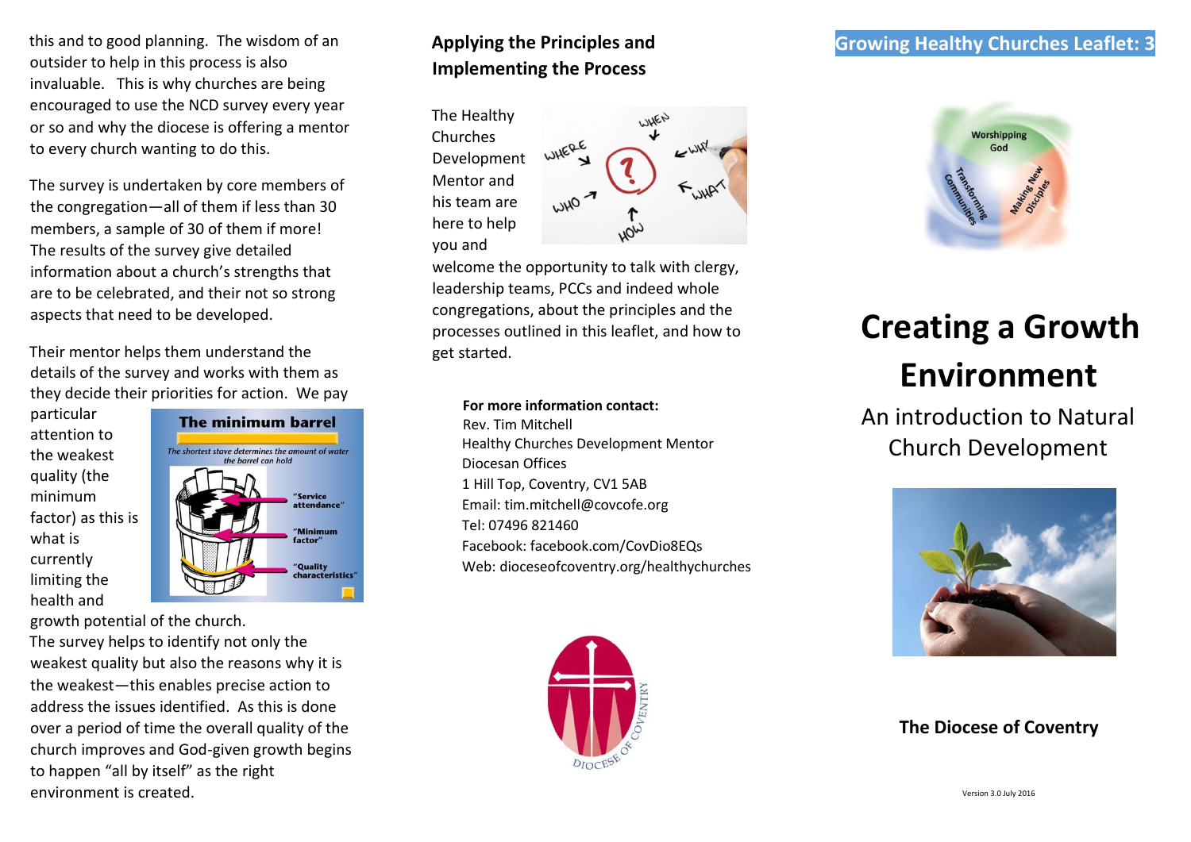this and to good planning. The wisdom of an outsider to help in this process is also invaluable. This is why churches are being encouraged to use the NCD survey every year or so and why the diocese is offering a mentor to every church wanting to do this.

The survey is undertaken by core members of the congregation—all of them if less than 30 members, a sample of 30 of them if more! The results of the survey give detailed information about a church's strengths that are to be celebrated, and their not so strong aspects that need to be developed.

Their mentor helps them understand the details of the survey and works with them as they decide their priorities for action. We pay particular attention to the weakest quality (the minimum factor) as this is what is currently limiting the health and growth potential of the church.

The minimum barrel

The shortest stave determines the amount of water the barrel can hold

"Service attendance"

"Minimum factor"

"Quality characteristics"

The survey helps to identify not only the weakest quality but also the reasons why it is the weakest—this enables precise action to address the issues identified. As this is done over a period of time the overall quality of the church improves and God-given growth begins to happen "all by itself" as the right environment is created.

## Applying the Principles and Implementing the Process

The Healthy Churches Development Mentor and his team are here to help you and welcome the opportunity to talk with clergy, leadership teams, PCCs and indeed whole congregations, about the principles and the processes outlined in this leaflet, and how to get started.

**For more information contact:**
Rev. Tim Mitchell
Healthy Churches Development Mentor
Diocesan Offices
1 Hill Top, Coventry, CV1 5AB
Email: tim.mitchell@covcofe.org
Tel: 07496 821460
Facebook: facebook.com/CovDio8EQs
Web: dioceseofcoventry.org/healthychurches

DIOCESE OF COVENTRY

**Growing Healthy Churches Leaflet: 3**

Worshipping God

Making New Disciples

Transforming Communities

# Creating a Growth Environment

## An introduction to Natural Church Development

**The Diocese of Coventry**

Version 3.0 July 2016